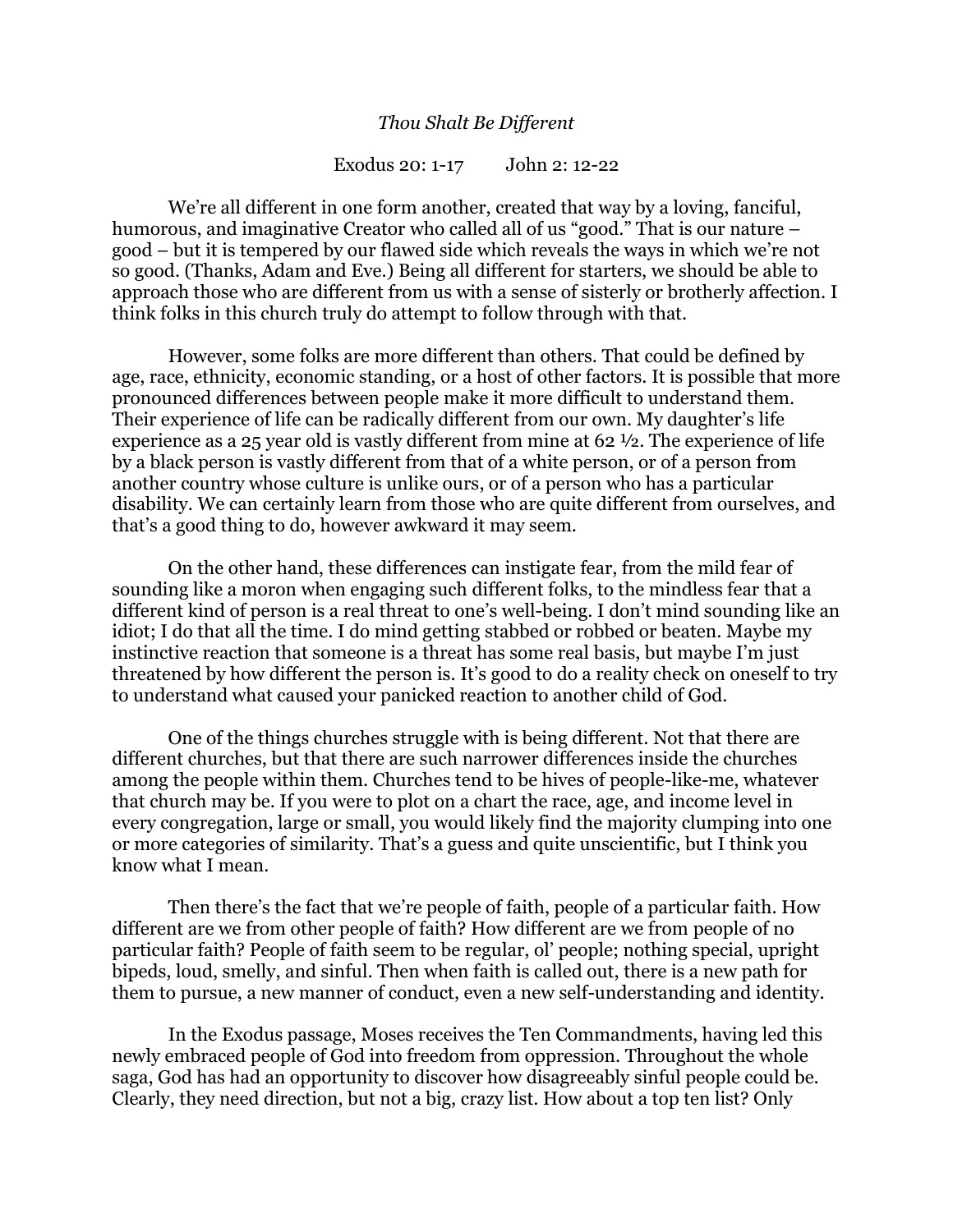*Thou Shalt Be Different*

Exodus 20: 1-17        John 2: 12-22

We're all different in one form another, created that way by a loving, fanciful, humorous, and imaginative Creator who called all of us "good." That is our nature – good – but it is tempered by our flawed side which reveals the ways in which we're not so good. (Thanks, Adam and Eve.) Being all different for starters, we should be able to approach those who are different from us with a sense of sisterly or brotherly affection. I think folks in this church truly do attempt to follow through with that.

However, some folks are more different than others. That could be defined by age, race, ethnicity, economic standing, or a host of other factors. It is possible that more pronounced differences between people make it more difficult to understand them. Their experience of life can be radically different from our own. My daughter's life experience as a 25 year old is vastly different from mine at 62 ½. The experience of life by a black person is vastly different from that of a white person, or of a person from another country whose culture is unlike ours, or of a person who has a particular disability. We can certainly learn from those who are quite different from ourselves, and that's a good thing to do, however awkward it may seem.

On the other hand, these differences can instigate fear, from the mild fear of sounding like a moron when engaging such different folks, to the mindless fear that a different kind of person is a real threat to one's well-being. I don't mind sounding like an idiot; I do that all the time. I do mind getting stabbed or robbed or beaten. Maybe my instinctive reaction that someone is a threat has some real basis, but maybe I'm just threatened by how different the person is. It's good to do a reality check on oneself to try to understand what caused your panicked reaction to another child of God.

One of the things churches struggle with is being different. Not that there are different churches, but that there are such narrower differences inside the churches among the people within them. Churches tend to be hives of people-like-me, whatever that church may be. If you were to plot on a chart the race, age, and income level in every congregation, large or small, you would likely find the majority clumping into one or more categories of similarity. That's a guess and quite unscientific, but I think you know what I mean.

Then there's the fact that we're people of faith, people of a particular faith. How different are we from other people of faith? How different are we from people of no particular faith? People of faith seem to be regular, ol' people; nothing special, upright bipeds, loud, smelly, and sinful. Then when faith is called out, there is a new path for them to pursue, a new manner of conduct, even a new self-understanding and identity.

In the Exodus passage, Moses receives the Ten Commandments, having led this newly embraced people of God into freedom from oppression. Throughout the whole saga, God has had an opportunity to discover how disagreeably sinful people could be. Clearly, they need direction, but not a big, crazy list. How about a top ten list? Only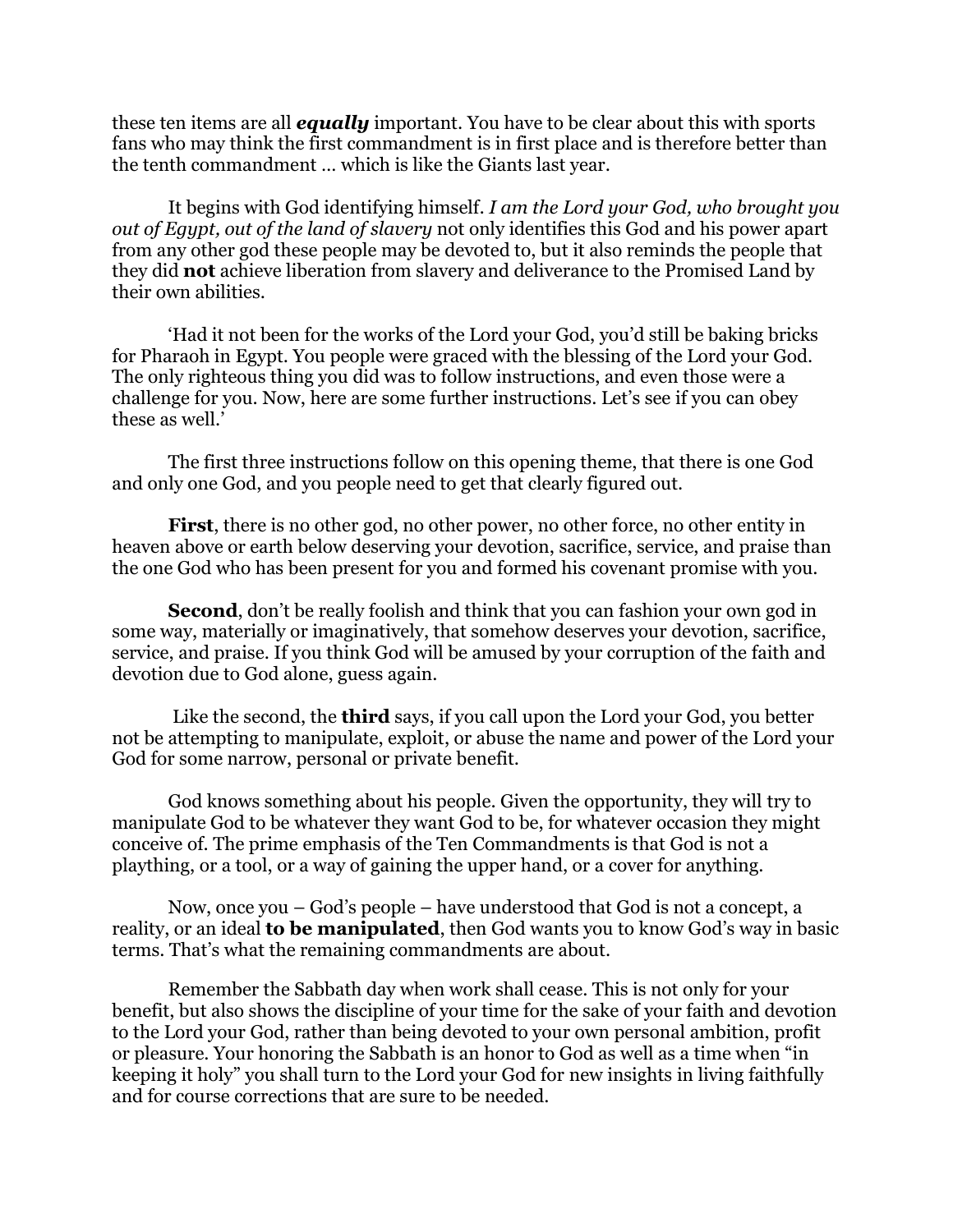these ten items are all ***equally*** important. You have to be clear about this with sports fans who may think the first commandment is in first place and is therefore better than the tenth commandment … which is like the Giants last year.

It begins with God identifying himself. *I am the Lord your God, who brought you out of Egypt, out of the land of slavery* not only identifies this God and his power apart from any other god these people may be devoted to, but it also reminds the people that they did **not** achieve liberation from slavery and deliverance to the Promised Land by their own abilities.

'Had it not been for the works of the Lord your God, you'd still be baking bricks for Pharaoh in Egypt. You people were graced with the blessing of the Lord your God. The only righteous thing you did was to follow instructions, and even those were a challenge for you. Now, here are some further instructions. Let's see if you can obey these as well.'

The first three instructions follow on this opening theme, that there is one God and only one God, and you people need to get that clearly figured out.

**First**, there is no other god, no other power, no other force, no other entity in heaven above or earth below deserving your devotion, sacrifice, service, and praise than the one God who has been present for you and formed his covenant promise with you.

**Second**, don't be really foolish and think that you can fashion your own god in some way, materially or imaginatively, that somehow deserves your devotion, sacrifice, service, and praise. If you think God will be amused by your corruption of the faith and devotion due to God alone, guess again.

Like the second, the **third** says, if you call upon the Lord your God, you better not be attempting to manipulate, exploit, or abuse the name and power of the Lord your God for some narrow, personal or private benefit.

God knows something about his people. Given the opportunity, they will try to manipulate God to be whatever they want God to be, for whatever occasion they might conceive of. The prime emphasis of the Ten Commandments is that God is not a plaything, or a tool, or a way of gaining the upper hand, or a cover for anything.

Now, once you – God's people – have understood that God is not a concept, a reality, or an ideal **to be manipulated**, then God wants you to know God's way in basic terms. That's what the remaining commandments are about.

Remember the Sabbath day when work shall cease. This is not only for your benefit, but also shows the discipline of your time for the sake of your faith and devotion to the Lord your God, rather than being devoted to your own personal ambition, profit or pleasure. Your honoring the Sabbath is an honor to God as well as a time when "in keeping it holy" you shall turn to the Lord your God for new insights in living faithfully and for course corrections that are sure to be needed.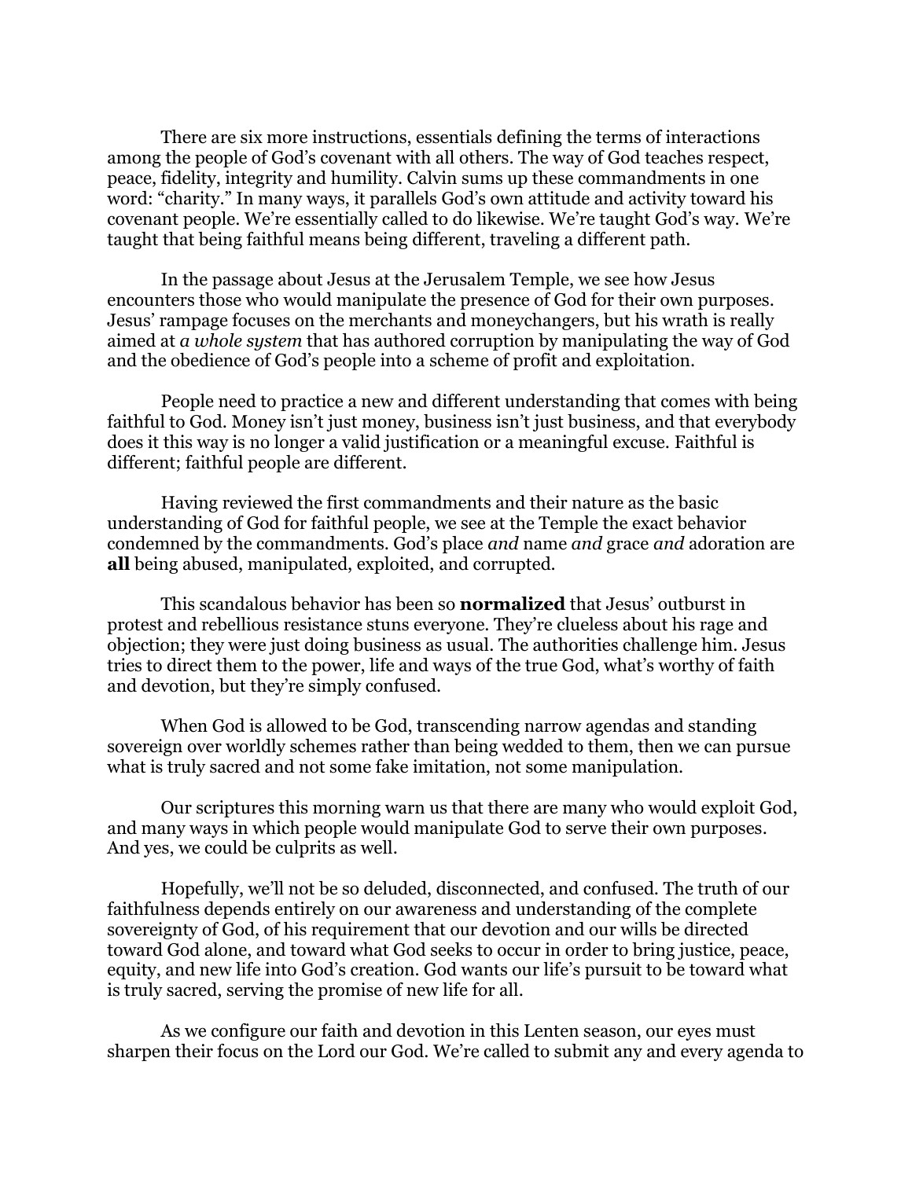There are six more instructions, essentials defining the terms of interactions among the people of God's covenant with all others. The way of God teaches respect, peace, fidelity, integrity and humility. Calvin sums up these commandments in one word: "charity." In many ways, it parallels God's own attitude and activity toward his covenant people. We're essentially called to do likewise. We're taught God's way. We're taught that being faithful means being different, traveling a different path.

In the passage about Jesus at the Jerusalem Temple, we see how Jesus encounters those who would manipulate the presence of God for their own purposes. Jesus' rampage focuses on the merchants and moneychangers, but his wrath is really aimed at *a whole system* that has authored corruption by manipulating the way of God and the obedience of God's people into a scheme of profit and exploitation.

People need to practice a new and different understanding that comes with being faithful to God. Money isn't just money, business isn't just business, and that everybody does it this way is no longer a valid justification or a meaningful excuse. Faithful is different; faithful people are different.

Having reviewed the first commandments and their nature as the basic understanding of God for faithful people, we see at the Temple the exact behavior condemned by the commandments. God's place *and* name *and* grace *and* adoration are **all** being abused, manipulated, exploited, and corrupted.

This scandalous behavior has been so **normalized** that Jesus' outburst in protest and rebellious resistance stuns everyone. They're clueless about his rage and objection; they were just doing business as usual. The authorities challenge him. Jesus tries to direct them to the power, life and ways of the true God, what's worthy of faith and devotion, but they're simply confused.

When God is allowed to be God, transcending narrow agendas and standing sovereign over worldly schemes rather than being wedded to them, then we can pursue what is truly sacred and not some fake imitation, not some manipulation.

Our scriptures this morning warn us that there are many who would exploit God, and many ways in which people would manipulate God to serve their own purposes. And yes, we could be culprits as well.

Hopefully, we'll not be so deluded, disconnected, and confused. The truth of our faithfulness depends entirely on our awareness and understanding of the complete sovereignty of God, of his requirement that our devotion and our wills be directed toward God alone, and toward what God seeks to occur in order to bring justice, peace, equity, and new life into God's creation. God wants our life's pursuit to be toward what is truly sacred, serving the promise of new life for all.

As we configure our faith and devotion in this Lenten season, our eyes must sharpen their focus on the Lord our God. We're called to submit any and every agenda to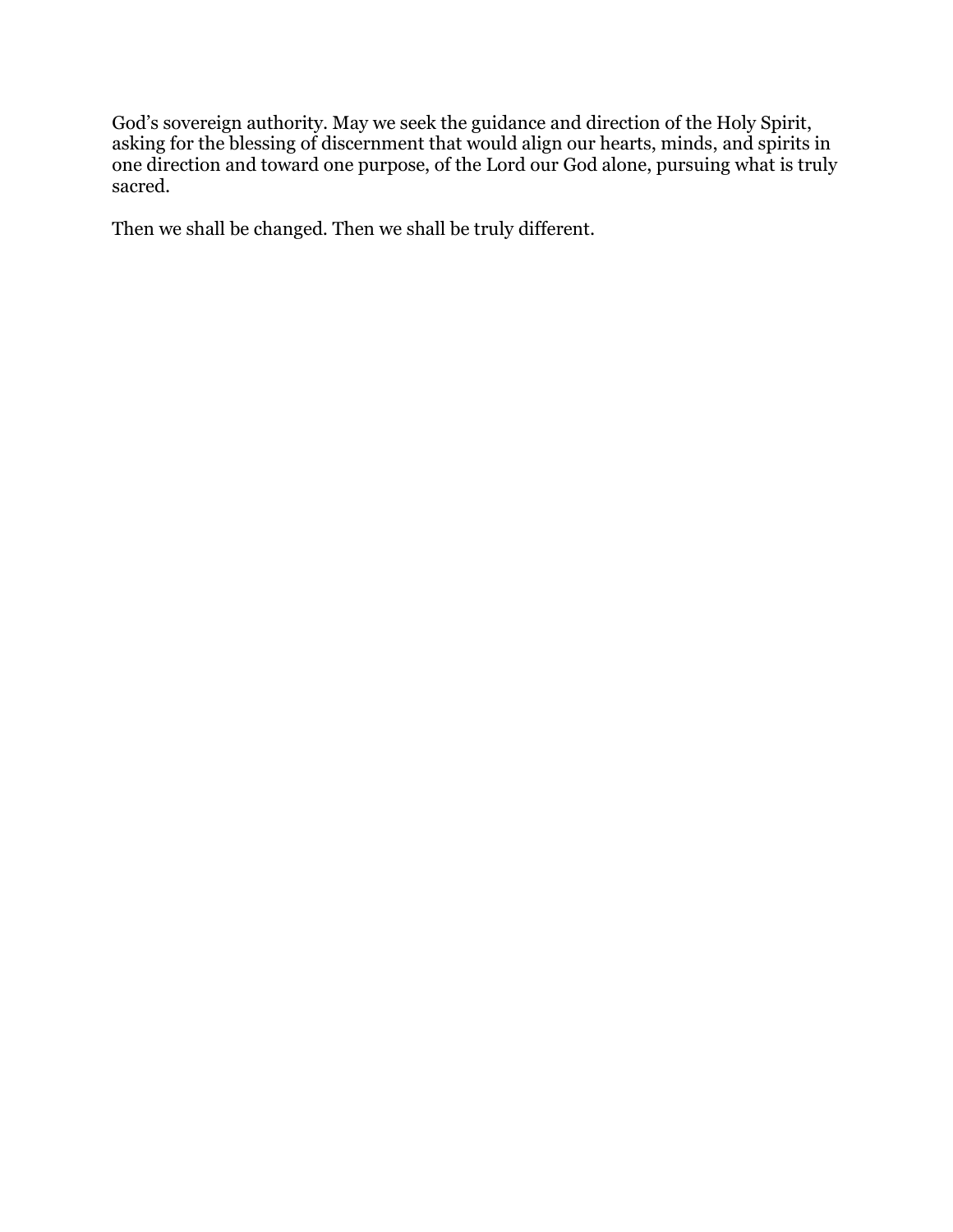God’s sovereign authority. May we seek the guidance and direction of the Holy Spirit, asking for the blessing of discernment that would align our hearts, minds, and spirits in one direction and toward one purpose, of the Lord our God alone, pursuing what is truly sacred.

Then we shall be changed. Then we shall be truly different.